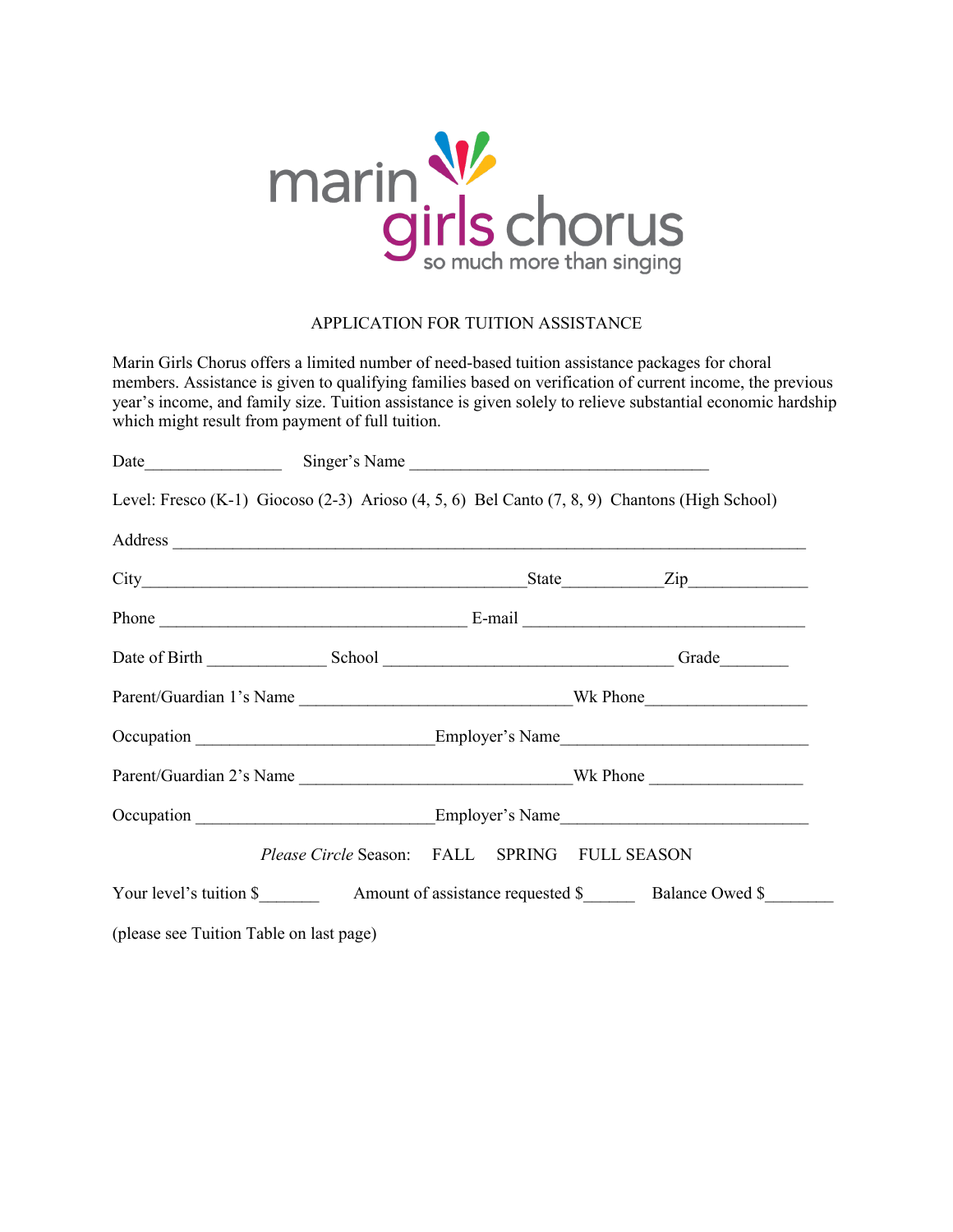marin girls chorus

so much more than singing

# APPLICATION FOR TUITION ASSISTANCE

Marin Girls Chorus offers a limited number of need-based tuition assistance packages for choral members. Assistance is given to qualifying families based on verification of current income, the previous year's income, and family size. Tuition assistance is given solely to relieve substantial economic hardship which might result from payment of full tuition.

Date________________ Singer's Name ____________________________________

Level: Fresco (K-1) Giocoso (2-3) Arioso (4, 5, 6) Bel Canto (7, 8, 9) Chantons (High School)

Address ____________________________________________________________________________

City_______________________________________________State____________Zip______________

Phone _____________________________________ E-mail __________________________________

Date of Birth ______________ School __________________________________ Grade________

Parent/Guardian 1's Name _________________________________Wk Phone___________________

Occupation ____________________________Employer's Name_____________________________

Parent/Guardian 2's Name _________________________________Wk Phone __________________

Occupation ____________________________Employer's Name_____________________________

*Please Circle* Season: FALL SPRING FULL SEASON

Your level's tuition $_______ Amount of assistance requested $______ Balance Owed $________

(please see Tuition Table on last page)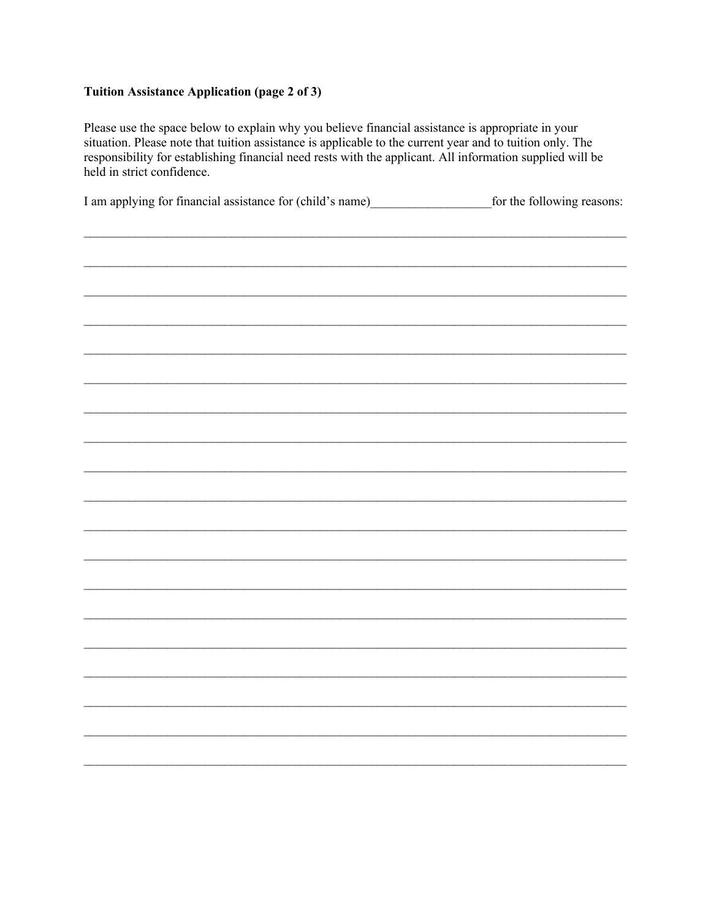**Tuition Assistance Application (page 2 of 3)**

Please use the space below to explain why you believe financial assistance is appropriate in your situation. Please note that tuition assistance is applicable to the current year and to tuition only. The responsibility for establishing financial need rests with the applicant. All information supplied will be held in strict confidence.

I am applying for financial assistance for (child's name)__________________for the following reasons:

_______________________________________________________________________________

_______________________________________________________________________________

_______________________________________________________________________________

_______________________________________________________________________________

_______________________________________________________________________________

_______________________________________________________________________________

_______________________________________________________________________________

_______________________________________________________________________________

_______________________________________________________________________________

_______________________________________________________________________________

_______________________________________________________________________________

_______________________________________________________________________________

_______________________________________________________________________________

_______________________________________________________________________________

_______________________________________________________________________________

_______________________________________________________________________________

_______________________________________________________________________________

_______________________________________________________________________________

_______________________________________________________________________________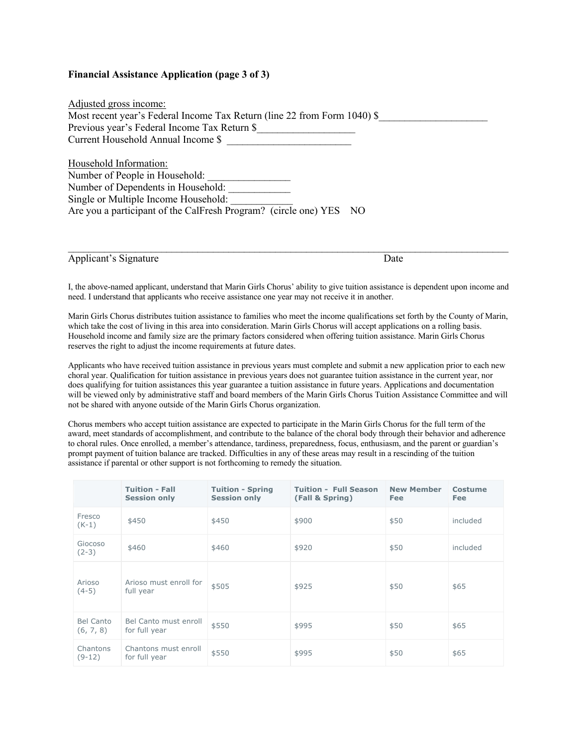**Financial Assistance Application (page 3 of 3)**

Adjusted gross income:
Most recent year's Federal Income Tax Return (line 22 from Form 1040) $____________________
Previous year's Federal Income Tax Return $__________________
Current Household Annual Income $ _______________________

Household Information:
Number of People in Household: _______________
Number of Dependents in Household: ___________
Single or Multiple Income Household: ___________
Are you a participant of the CalFresh Program? (circle one) YES NO

_______________________________________________________________________________
Applicant's Signature Date

I, the above-named applicant, understand that Marin Girls Chorus' ability to give tuition assistance is dependent upon income and need. I understand that applicants who receive assistance one year may not receive it in another.

Marin Girls Chorus distributes tuition assistance to families who meet the income qualifications set forth by the County of Marin, which take the cost of living in this area into consideration. Marin Girls Chorus will accept applications on a rolling basis. Household income and family size are the primary factors considered when offering tuition assistance. Marin Girls Chorus reserves the right to adjust the income requirements at future dates.

Applicants who have received tuition assistance in previous years must complete and submit a new application prior to each new choral year. Qualification for tuition assistance in previous years does not guarantee tuition assistance in the current year, nor does qualifying for tuition assistances this year guarantee a tuition assistance in future years. Applications and documentation will be viewed only by administrative staff and board members of the Marin Girls Chorus Tuition Assistance Committee and will not be shared with anyone outside of the Marin Girls Chorus organization.

Chorus members who accept tuition assistance are expected to participate in the Marin Girls Chorus for the full term of the award, meet standards of accomplishment, and contribute to the balance of the choral body through their behavior and adherence to choral rules. Once enrolled, a member's attendance, tardiness, preparedness, focus, enthusiasm, and the parent or guardian's prompt payment of tuition balance are tracked. Difficulties in any of these areas may result in a rescinding of the tuition assistance if parental or other support is not forthcoming to remedy the situation.

| | Tuition - Fall Session only | Tuition - Spring Session only | Tuition - Full Season (Fall & Spring) | New Member Fee | Costume Fee |
|---|---|---|---|---|---|
| Fresco (K-1) | $450 | $450 | $900 | $50 | included |
| Giocoso (2-3) | $460 | $460 | $920 | $50 | included |
| Arioso (4-5) | Arioso must enroll for full year | $505 | $925 | $50 | $65 |
| Bel Canto (6, 7, 8) | Bel Canto must enroll for full year | $550 | $995 | $50 | $65 |
| Chantons (9-12) | Chantons must enroll for full year | $550 | $995 | $50 | $65 |